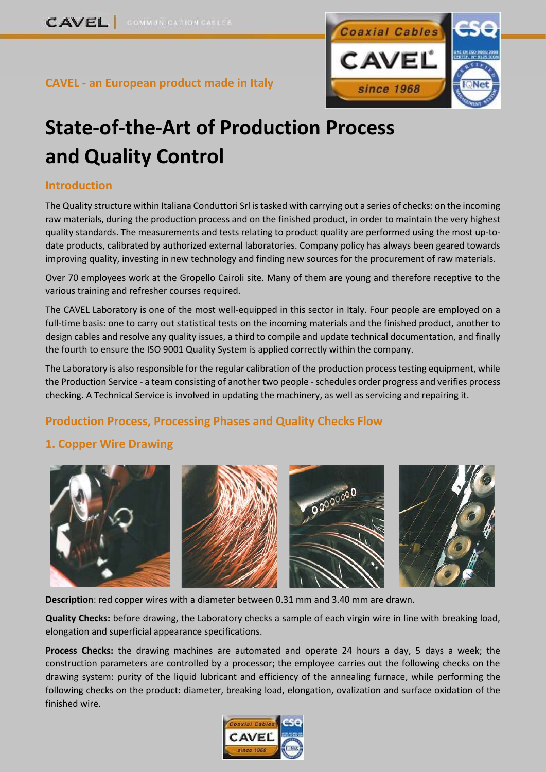**CAVEL - an European product made in Italy**

# State-of-the-Art of Production Process and Quality Control

## Introduction

The Quality structure within Italiana Conduttori Srl is tasked with carrying out a series of checks: on the incoming raw materials, during the production process and on the finished product, in order to maintain the very highest quality standards. The measurements and tests relating to product quality are performed using the most up-to-date products, calibrated by authorized external laboratories. Company policy has always been geared towards improving quality, investing in new technology and finding new sources for the procurement of raw materials.

Over 70 employees work at the Gropello Cairoli site. Many of them are young and therefore receptive to the various training and refresher courses required.

The CAVEL Laboratory is one of the most well-equipped in this sector in Italy. Four people are employed on a full-time basis: one to carry out statistical tests on the incoming materials and the finished product, another to design cables and resolve any quality issues, a third to compile and update technical documentation, and finally the fourth to ensure the ISO 9001 Quality System is applied correctly within the company.

The Laboratory is also responsible for the regular calibration of the production process testing equipment, while the Production Service - a team consisting of another two people - schedules order progress and verifies process checking. A Technical Service is involved in updating the machinery, as well as servicing and repairing it.

## Production Process, Processing Phases and Quality Checks Flow

### 1. Copper Wire Drawing

**Description**: red copper wires with a diameter between 0.31 mm and 3.40 mm are drawn.

**Quality Checks:** before drawing, the Laboratory checks a sample of each virgin wire in line with breaking load, elongation and superficial appearance specifications.

**Process Checks:** the drawing machines are automated and operate 24 hours a day, 5 days a week; the construction parameters are controlled by a processor; the employee carries out the following checks on the drawing system: purity of the liquid lubricant and efficiency of the annealing furnace, while performing the following checks on the product: diameter, breaking load, elongation, ovalization and surface oxidation of the finished wire.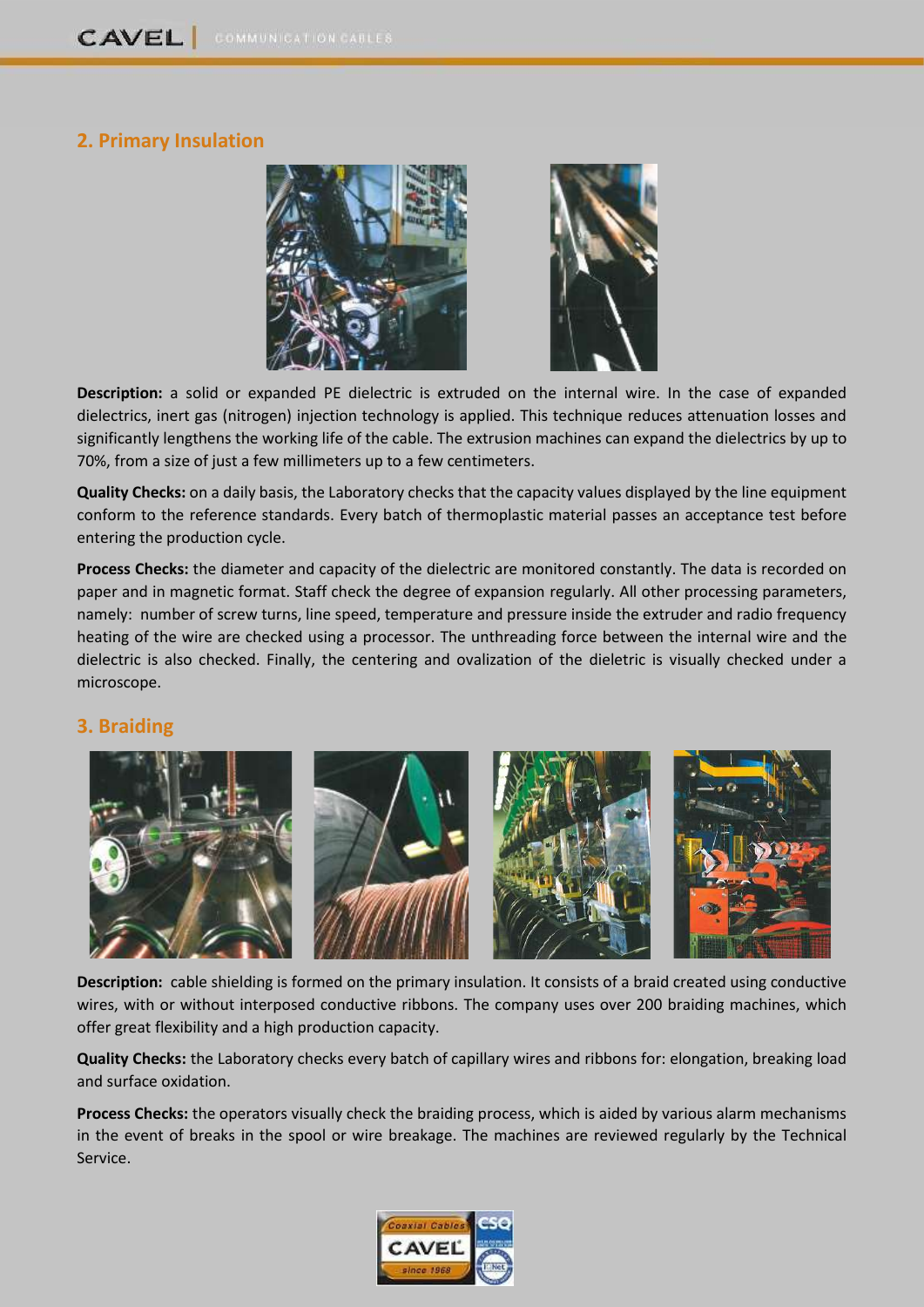## 2. Primary Insulation

**Description:** a solid or expanded PE dielectric is extruded on the internal wire. In the case of expanded dielectrics, inert gas (nitrogen) injection technology is applied. This technique reduces attenuation losses and significantly lengthens the working life of the cable. The extrusion machines can expand the dielectrics by up to 70%, from a size of just a few millimeters up to a few centimeters.

**Quality Checks:** on a daily basis, the Laboratory checks that the capacity values displayed by the line equipment conform to the reference standards. Every batch of thermoplastic material passes an acceptance test before entering the production cycle.

**Process Checks:** the diameter and capacity of the dielectric are monitored constantly. The data is recorded on paper and in magnetic format. Staff check the degree of expansion regularly. All other processing parameters, namely: number of screw turns, line speed, temperature and pressure inside the extruder and radio frequency heating of the wire are checked using a processor. The unthreading force between the internal wire and the dielectric is also checked. Finally, the centering and ovalization of the dieletric is visually checked under a microscope.

## 3. Braiding

**Description:** cable shielding is formed on the primary insulation. It consists of a braid created using conductive wires, with or without interposed conductive ribbons. The company uses over 200 braiding machines, which offer great flexibility and a high production capacity.

**Quality Checks:** the Laboratory checks every batch of capillary wires and ribbons for: elongation, breaking load and surface oxidation.

**Process Checks:** the operators visually check the braiding process, which is aided by various alarm mechanisms in the event of breaks in the spool or wire breakage. The machines are reviewed regularly by the Technical Service.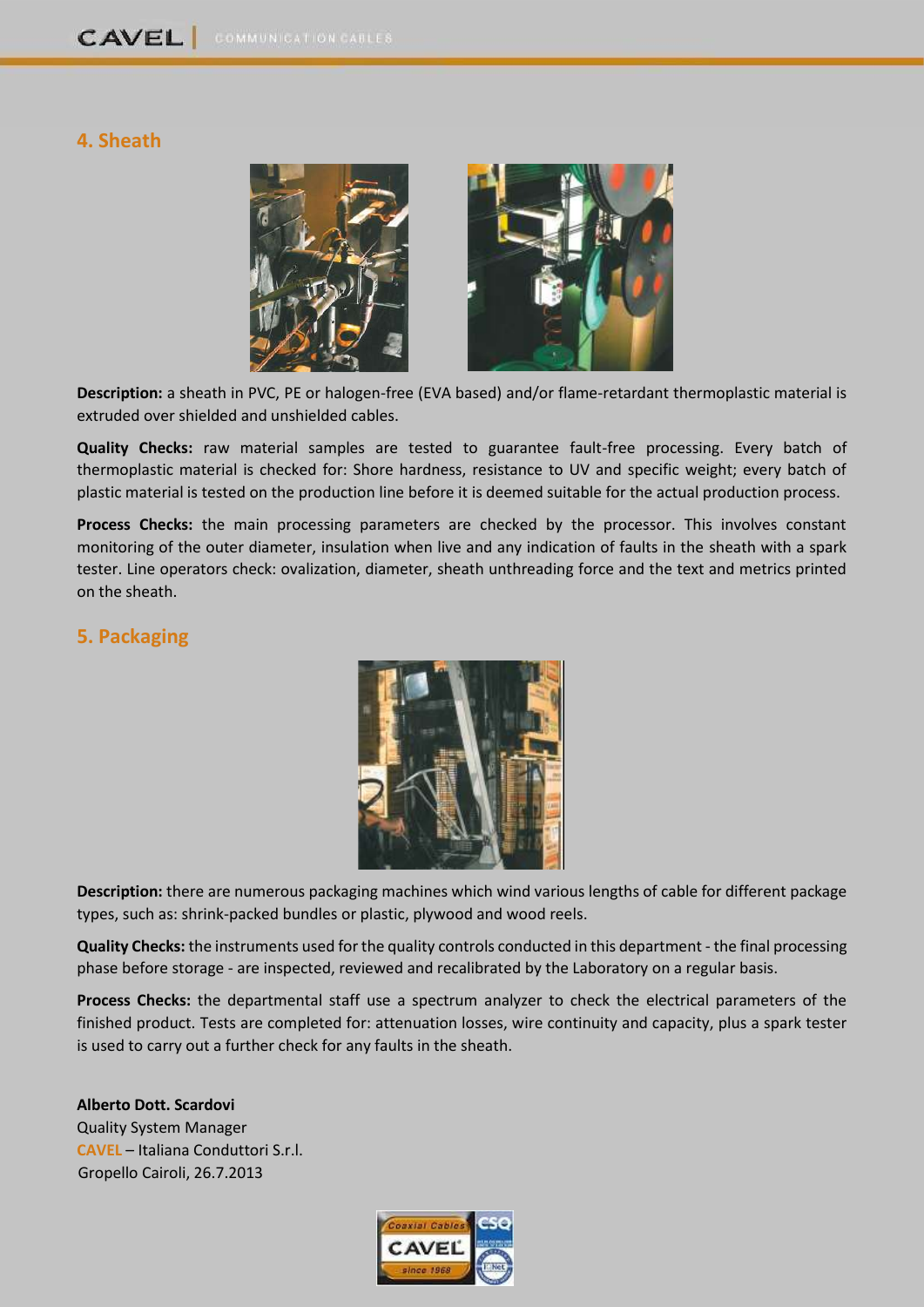## 4. Sheath

**Description:** a sheath in PVC, PE or halogen-free (EVA based) and/or flame-retardant thermoplastic material is extruded over shielded and unshielded cables.

**Quality Checks:** raw material samples are tested to guarantee fault-free processing. Every batch of thermoplastic material is checked for: Shore hardness, resistance to UV and specific weight; every batch of plastic material is tested on the production line before it is deemed suitable for the actual production process.

**Process Checks:** the main processing parameters are checked by the processor. This involves constant monitoring of the outer diameter, insulation when live and any indication of faults in the sheath with a spark tester. Line operators check: ovalization, diameter, sheath unthreading force and the text and metrics printed on the sheath.

## 5. Packaging

**Description:** there are numerous packaging machines which wind various lengths of cable for different package types, such as: shrink-packed bundles or plastic, plywood and wood reels.

**Quality Checks:** the instruments used for the quality controls conducted in this department - the final processing phase before storage - are inspected, reviewed and recalibrated by the Laboratory on a regular basis.

**Process Checks:** the departmental staff use a spectrum analyzer to check the electrical parameters of the finished product. Tests are completed for: attenuation losses, wire continuity and capacity, plus a spark tester is used to carry out a further check for any faults in the sheath.

**Alberto Dott. Scardovi**
Quality System Manager
CAVEL – Italiana Conduttori S.r.l.
Gropello Cairoli, 26.7.2013